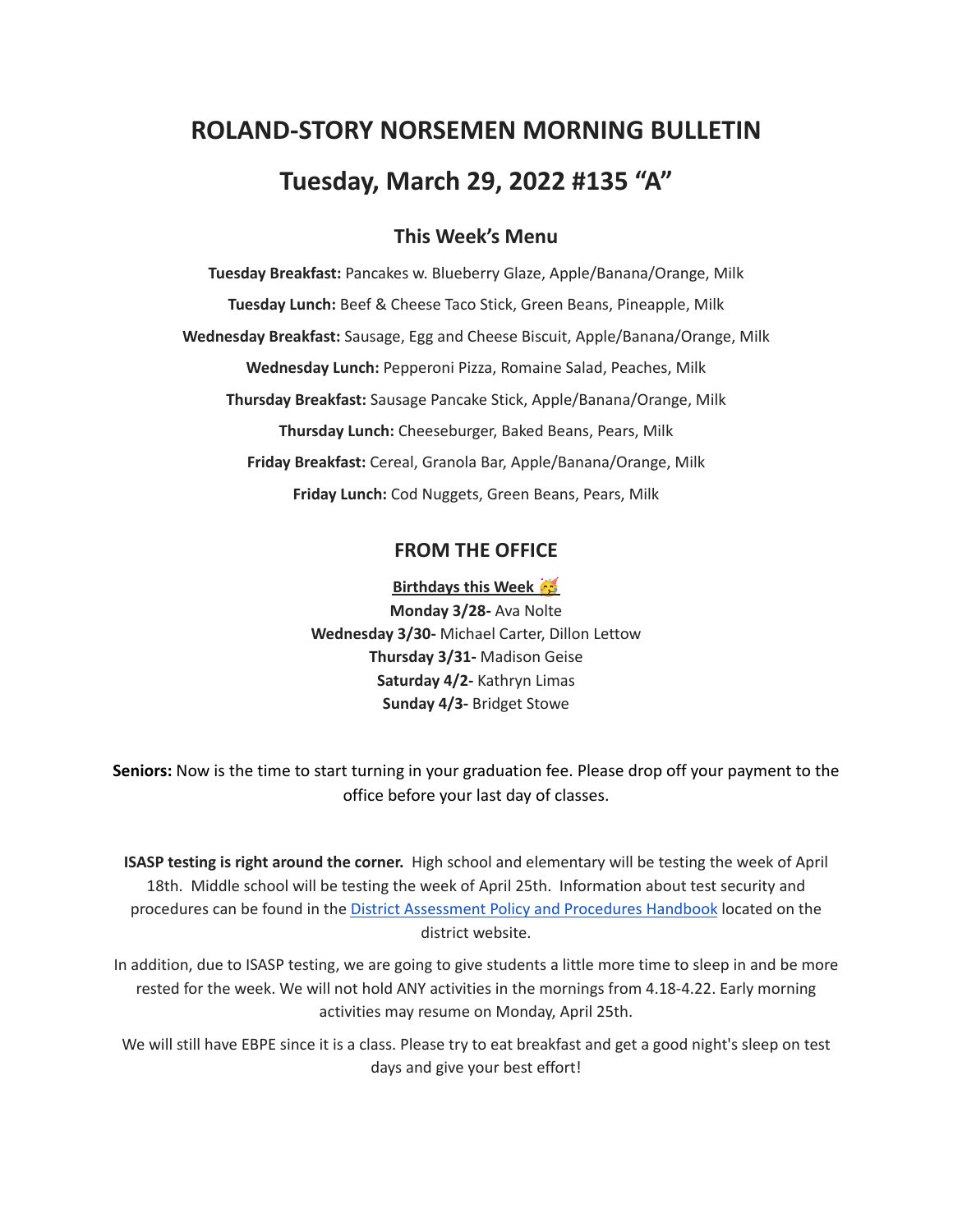# ROLAND-STORY NORSEMEN MORNING BULLETIN

# Tuesday, March 29, 2022 #135 "A"

## This Week's Menu

**Tuesday Breakfast:** Pancakes w. Blueberry Glaze, Apple/Banana/Orange, Milk

**Tuesday Lunch:** Beef & Cheese Taco Stick, Green Beans, Pineapple, Milk

**Wednesday Breakfast:** Sausage, Egg and Cheese Biscuit, Apple/Banana/Orange, Milk

**Wednesday Lunch:** Pepperoni Pizza, Romaine Salad, Peaches, Milk

**Thursday Breakfast:** Sausage Pancake Stick, Apple/Banana/Orange, Milk

**Thursday Lunch:** Cheeseburger, Baked Beans, Pears, Milk

**Friday Breakfast:** Cereal, Granola Bar, Apple/Banana/Orange, Milk

**Friday Lunch:** Cod Nuggets, Green Beans, Pears, Milk

## FROM THE OFFICE

**Birthdays this Week 🥳**

**Monday 3/28-** Ava Nolte
**Wednesday 3/30-** Michael Carter, Dillon Lettow
**Thursday 3/31-** Madison Geise
**Saturday 4/2-** Kathryn Limas
**Sunday 4/3-** Bridget Stowe

**Seniors:** Now is the time to start turning in your graduation fee. Please drop off your payment to the office before your last day of classes.

**ISASP testing is right around the corner.** High school and elementary will be testing the week of April 18th. Middle school will be testing the week of April 25th. Information about test security and procedures can be found in the District Assessment Policy and Procedures Handbook located on the district website.

In addition, due to ISASP testing, we are going to give students a little more time to sleep in and be more rested for the week. We will not hold ANY activities in the mornings from 4.18-4.22. Early morning activities may resume on Monday, April 25th.

We will still have EBPE since it is a class. Please try to eat breakfast and get a good night's sleep on test days and give your best effort!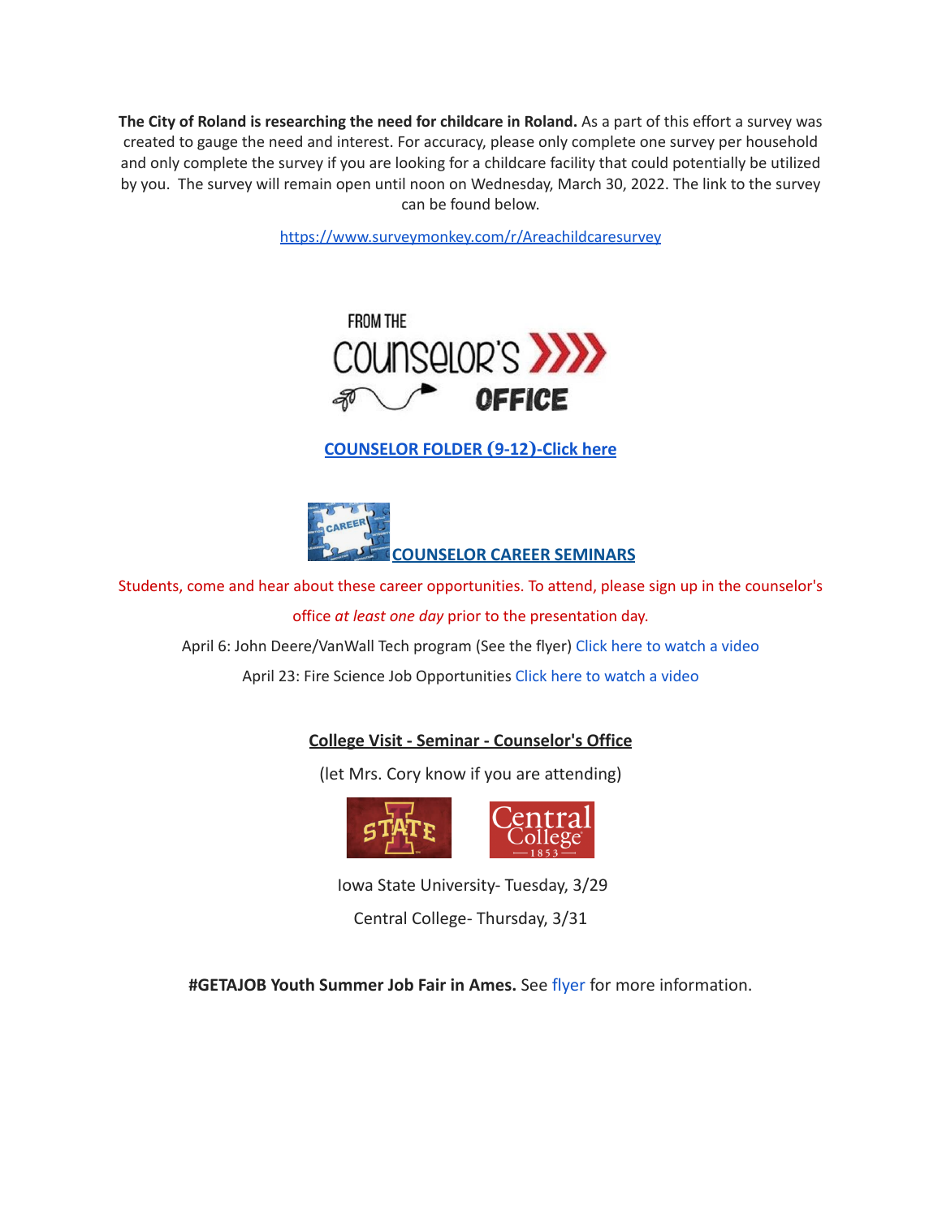**The City of Roland is researching the need for childcare in Roland.** As a part of this effort a survey was created to gauge the need and interest. For accuracy, please only complete one survey per household and only complete the survey if you are looking for a childcare facility that could potentially be utilized by you. The survey will remain open until noon on Wednesday, March 30, 2022. The link to the survey can be found below.

https://www.surveymonkey.com/r/Areachildcaresurvey

FROM THE COUNSELOR'S OFFICE

**COUNSELOR FOLDER (9-12)-Click here**

**COUNSELOR CAREER SEMINARS**

Students, come and hear about these career opportunities. To attend, please sign up in the counselor's office *at least one day* prior to the presentation day.

April 6: John Deere/VanWall Tech program (See the flyer) Click here to watch a video

April 23: Fire Science Job Opportunities Click here to watch a video

**College Visit - Seminar - Counselor's Office**

(let Mrs. Cory know if you are attending)

Iowa State University- Tuesday, 3/29

Central College- Thursday, 3/31

**#GETAJOB Youth Summer Job Fair in Ames.** See flyer for more information.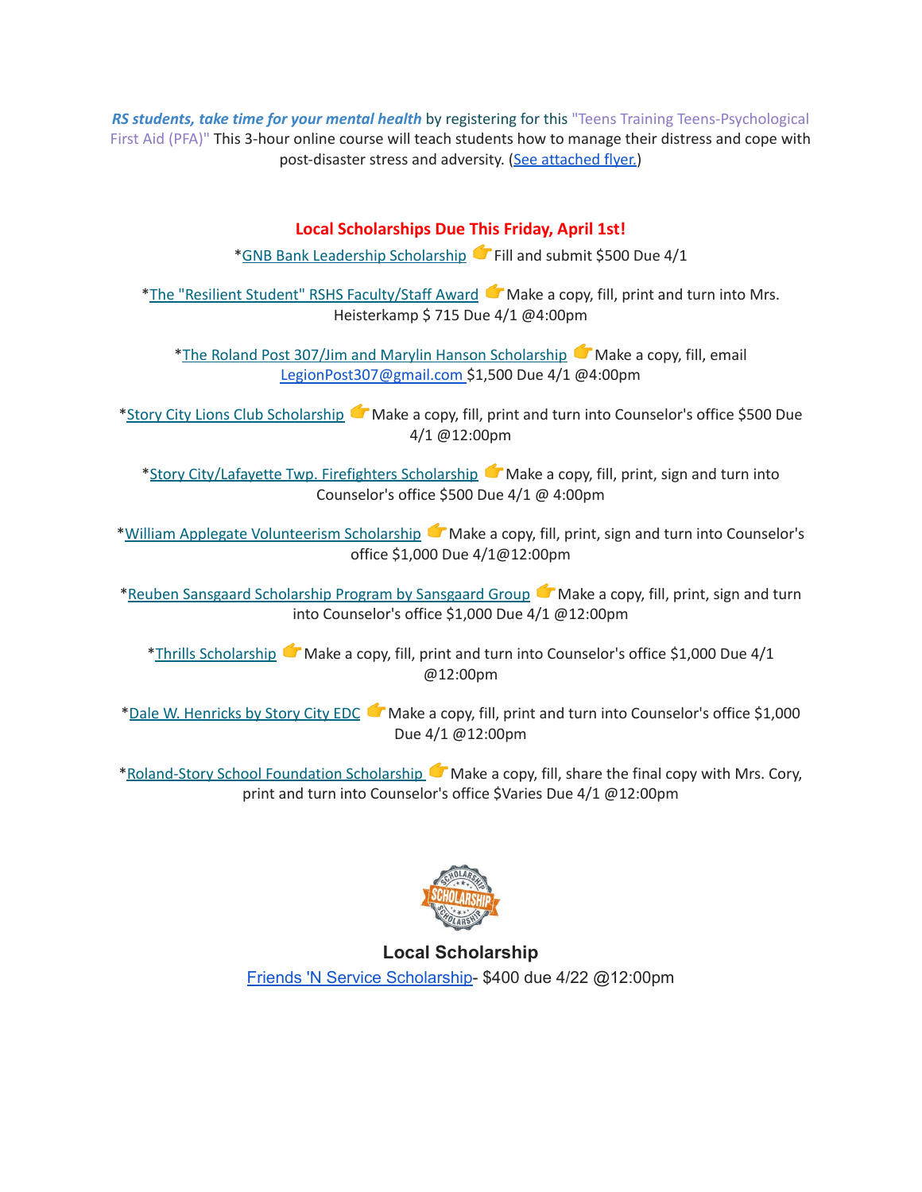***RS students, take time for your mental health*** by registering for this "Teens Training Teens-Psychological First Aid (PFA)" This 3-hour online course will teach students how to manage their distress and cope with post-disaster stress and adversity. (See attached flyer.)

## Local Scholarships Due This Friday, April 1st!

*GNB Bank Leadership Scholarship 👉 Fill and submit $500 Due 4/1

*The "Resilient Student" RSHS Faculty/Staff Award 👉 Make a copy, fill, print and turn into Mrs. Heisterkamp $ 715 Due 4/1 @4:00pm

*The Roland Post 307/Jim and Marylin Hanson Scholarship 👉 Make a copy, fill, email LegionPost307@gmail.com $1,500 Due 4/1 @4:00pm

*Story City Lions Club Scholarship 👉 Make a copy, fill, print and turn into Counselor's office $500 Due 4/1 @12:00pm

*Story City/Lafayette Twp. Firefighters Scholarship 👉 Make a copy, fill, print, sign and turn into Counselor's office $500 Due 4/1 @ 4:00pm

*William Applegate Volunteerism Scholarship 👉 Make a copy, fill, print, sign and turn into Counselor's office $1,000 Due 4/1@12:00pm

*Reuben Sansgaard Scholarship Program by Sansgaard Group 👉 Make a copy, fill, print, sign and turn into Counselor's office $1,000 Due 4/1 @12:00pm

*Thrills Scholarship 👉 Make a copy, fill, print and turn into Counselor's office $1,000 Due 4/1 @12:00pm

*Dale W. Henricks by Story City EDC 👉 Make a copy, fill, print and turn into Counselor's office $1,000 Due 4/1 @12:00pm

*Roland-Story School Foundation Scholarship 👉 Make a copy, fill, share the final copy with Mrs. Cory, print and turn into Counselor's office $Varies Due 4/1 @12:00pm

### Local Scholarship

Friends 'N Service Scholarship- $400 due 4/22 @12:00pm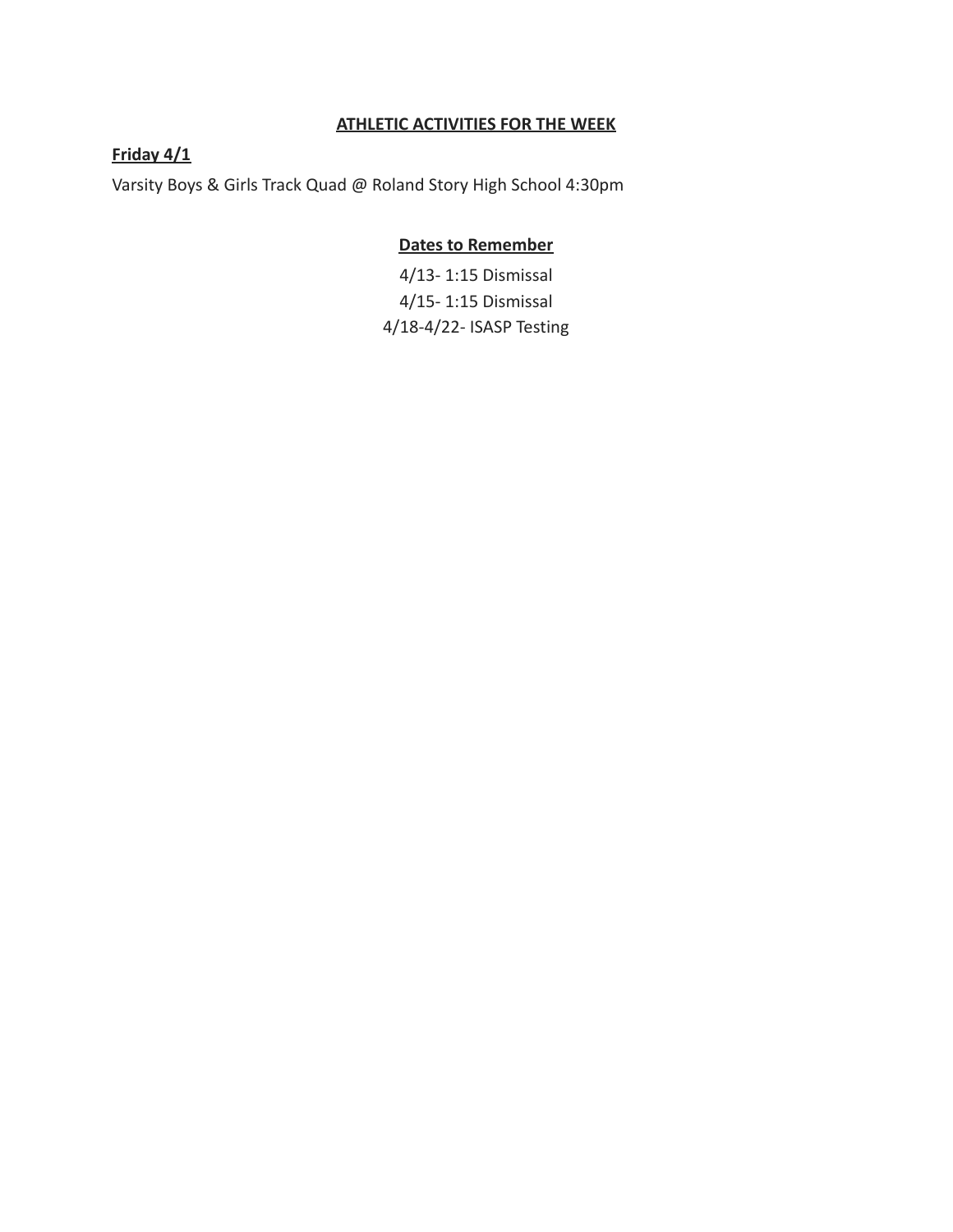## ATHLETIC ACTIVITIES FOR THE WEEK

**Friday 4/1**

Varsity Boys & Girls Track Quad @ Roland Story High School 4:30pm

### Dates to Remember

4/13- 1:15 Dismissal

4/15- 1:15 Dismissal

4/18-4/22- ISASP Testing